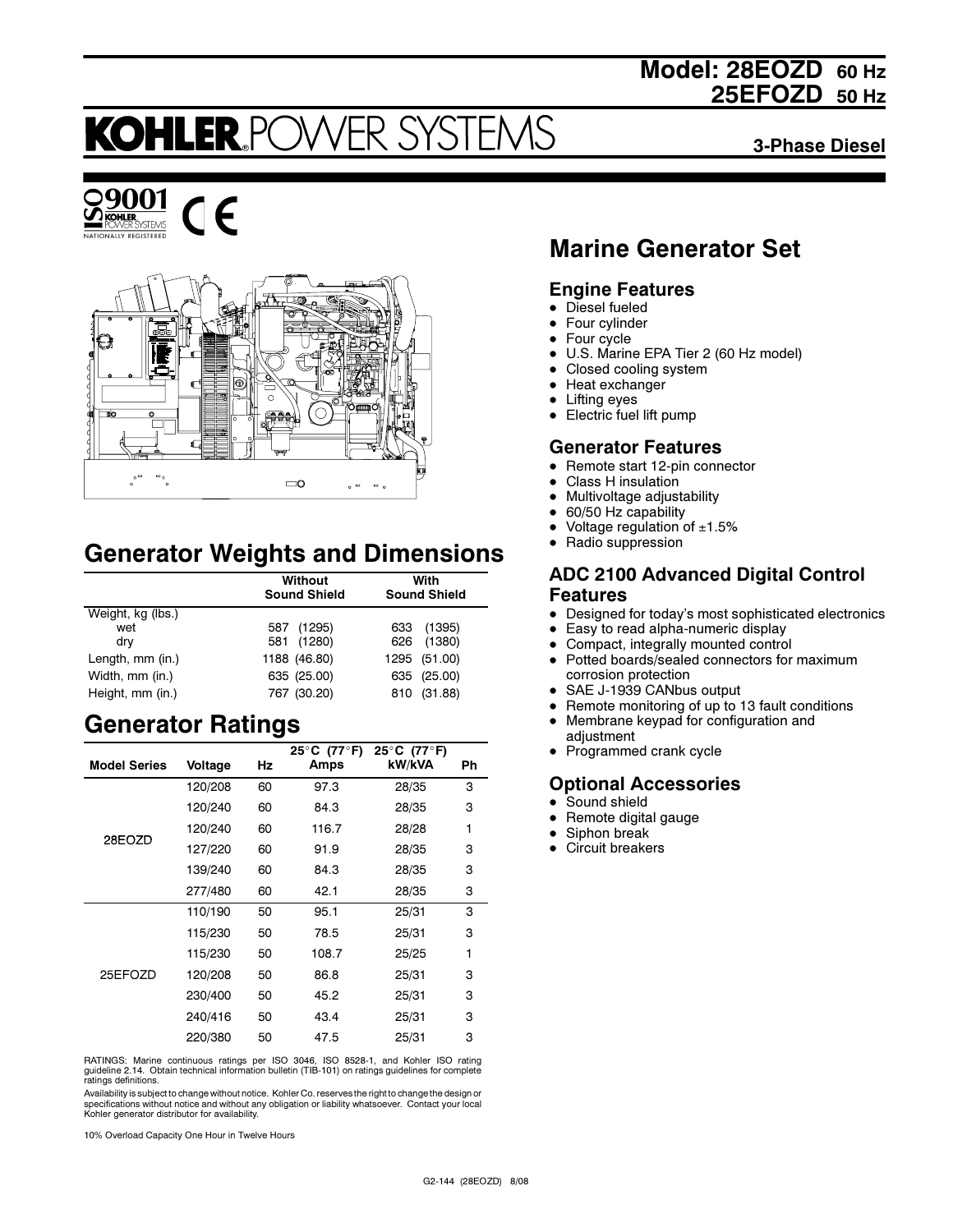# Model: 28EOZD 60 Hz
# 25EFOZD 50 Hz

KOHLER POWER SYSTEMS

**3-Phase Diesel**

ISO 9001 KOHLER POWER SYSTEMS NATIONALLY REGISTERED

## Marine Generator Set

### Engine Features

- Diesel fueled
- Four cylinder
- Four cycle
- U.S. Marine EPA Tier 2 (60 Hz model)
- Closed cooling system
- Heat exchanger
- Lifting eyes
- Electric fuel lift pump

### Generator Features

- Remote start 12-pin connector
- Class H insulation
- Multivoltage adjustability
- 60/50 Hz capability
- Voltage regulation of ±1.5%
- Radio suppression

### ADC 2100 Advanced Digital Control Features

- Designed for today's most sophisticated electronics
- Easy to read alpha-numeric display
- Compact, integrally mounted control
- Potted boards/sealed connectors for maximum corrosion protection
- SAE J-1939 CANbus output
- Remote monitoring of up to 13 fault conditions
- Membrane keypad for configuration and adjustment
- Programmed crank cycle

### Optional Accessories

- Sound shield
- Remote digital gauge
- Siphon break
- Circuit breakers

## Generator Weights and Dimensions

| | Without Sound Shield | With Sound Shield |
|---|---|---|
| Weight, kg (lbs.) | | |
| wet | 587 (1295) | 633 (1395) |
| dry | 581 (1280) | 626 (1380) |
| Length, mm (in.) | 1188 (46.80) | 1295 (51.00) |
| Width, mm (in.) | 635 (25.00) | 635 (25.00) |
| Height, mm (in.) | 767 (30.20) | 810 (31.88) |

## Generator Ratings

| Model Series | Voltage | Hz | 25°C (77°F) Amps | 25°C (77°F) kW/kVA | Ph |
|---|---|---|---|---|---|
| 28EOZD | 120/208 | 60 | 97.3 | 28/35 | 3 |
| | 120/240 | 60 | 84.3 | 28/35 | 3 |
| | 120/240 | 60 | 116.7 | 28/28 | 1 |
| | 127/220 | 60 | 91.9 | 28/35 | 3 |
| | 139/240 | 60 | 84.3 | 28/35 | 3 |
| | 277/480 | 60 | 42.1 | 28/35 | 3 |
| 25EFOZD | 110/190 | 50 | 95.1 | 25/31 | 3 |
| | 115/230 | 50 | 78.5 | 25/31 | 3 |
| | 115/230 | 50 | 108.7 | 25/25 | 1 |
| | 120/208 | 50 | 86.8 | 25/31 | 3 |
| | 230/400 | 50 | 45.2 | 25/31 | 3 |
| | 240/416 | 50 | 43.4 | 25/31 | 3 |
| | 220/380 | 50 | 47.5 | 25/31 | 3 |

RATINGS: Marine continuous ratings per ISO 3046, ISO 8528-1, and Kohler ISO rating guideline 2.14. Obtain technical information bulletin (TIB-101) on ratings guidelines for complete ratings definitions.

Availability is subject to change without notice. Kohler Co. reserves the right to change the design or specifications without notice and without any obligation or liability whatsoever. Contact your local Kohler generator distributor for availability.

10% Overload Capacity One Hour in Twelve Hours

G2-144 (28EOZD) 8/08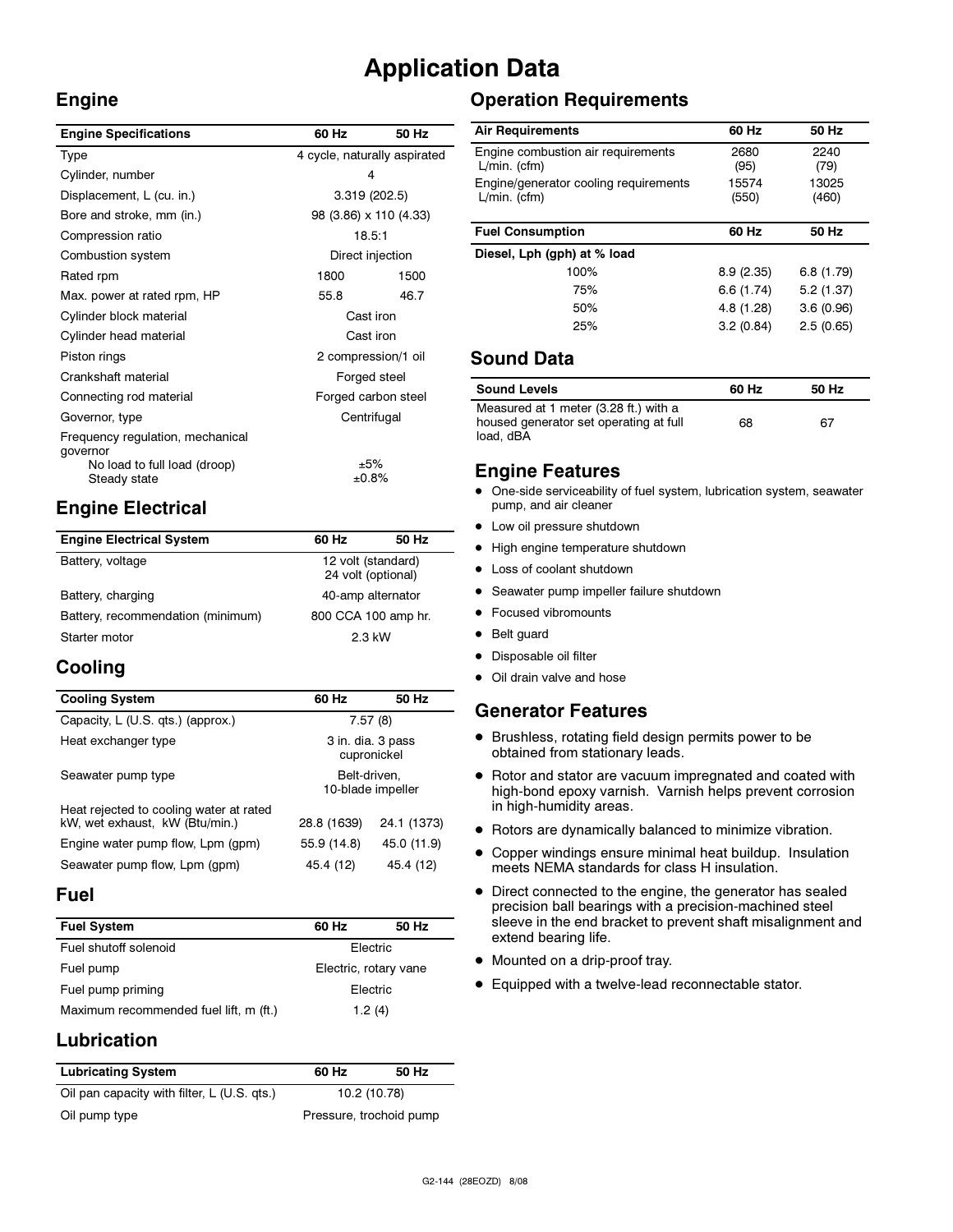# Application Data

## Engine

| Engine Specifications | 60 Hz | 50 Hz |
|---|---|---|
| Type | 4 cycle, naturally aspirated | |
| Cylinder, number | 4 | |
| Displacement, L (cu. in.) | 3.319 (202.5) | |
| Bore and stroke, mm (in.) | 98 (3.86) x 110 (4.33) | |
| Compression ratio | 18.5:1 | |
| Combustion system | Direct injection | |
| Rated rpm | 1800 | 1500 |
| Max. power at rated rpm, HP | 55.8 | 46.7 |
| Cylinder block material | Cast iron | |
| Cylinder head material | Cast iron | |
| Piston rings | 2 compression/1 oil | |
| Crankshaft material | Forged steel | |
| Connecting rod material | Forged carbon steel | |
| Governor, type | Centrifugal | |
| Frequency regulation, mechanical governor | | |
| No load to full load (droop) | ±5% | |
| Steady state | ±0.8% | |

## Engine Electrical

| Engine Electrical System | 60 Hz | 50 Hz |
|---|---|---|
| Battery, voltage | 12 volt (standard) 24 volt (optional) | |
| Battery, charging | 40-amp alternator | |
| Battery, recommendation (minimum) | 800 CCA 100 amp hr. | |
| Starter motor | 2.3 kW | |

## Cooling

| Cooling System | 60 Hz | 50 Hz |
|---|---|---|
| Capacity, L (U.S. qts.) (approx.) | 7.57 (8) | |
| Heat exchanger type | 3 in. dia. 3 pass cupronickel | |
| Seawater pump type | Belt-driven, 10-blade impeller | |
| Heat rejected to cooling water at rated kW, wet exhaust, kW (Btu/min.) | 28.8 (1639) | 24.1 (1373) |
| Engine water pump flow, Lpm (gpm) | 55.9 (14.8) | 45.0 (11.9) |
| Seawater pump flow, Lpm (gpm) | 45.4 (12) | 45.4 (12) |

## Fuel

| Fuel System | 60 Hz | 50 Hz |
|---|---|---|
| Fuel shutoff solenoid | Electric | |
| Fuel pump | Electric, rotary vane | |
| Fuel pump priming | Electric | |
| Maximum recommended fuel lift, m (ft.) | 1.2 (4) | |

## Lubrication

| Lubricating System | 60 Hz | 50 Hz |
|---|---|---|
| Oil pan capacity with filter, L (U.S. qts.) | 10.2 (10.78) | |
| Oil pump type | Pressure, trochoid pump | |

## Operation Requirements

| Air Requirements | 60 Hz | 50 Hz |
|---|---|---|
| Engine combustion air requirements L/min. (cfm) | 2680 (95) | 2240 (79) |
| Engine/generator cooling requirements L/min. (cfm) | 15574 (550) | 13025 (460) |

| Fuel Consumption | 60 Hz | 50 Hz |
|---|---|---|
| **Diesel, Lph (gph) at % load** | | |
| 100% | 8.9 (2.35) | 6.8 (1.79) |
| 75% | 6.6 (1.74) | 5.2 (1.37) |
| 50% | 4.8 (1.28) | 3.6 (0.96) |
| 25% | 3.2 (0.84) | 2.5 (0.65) |

## Sound Data

| Sound Levels | 60 Hz | 50 Hz |
|---|---|---|
| Measured at 1 meter (3.28 ft.) with a housed generator set operating at full load, dBA | 68 | 67 |

## Engine Features

- One-side serviceability of fuel system, lubrication system, seawater pump, and air cleaner
- Low oil pressure shutdown
- High engine temperature shutdown
- Loss of coolant shutdown
- Seawater pump impeller failure shutdown
- Focused vibromounts
- Belt guard
- Disposable oil filter
- Oil drain valve and hose

## Generator Features

- Brushless, rotating field design permits power to be obtained from stationary leads.
- Rotor and stator are vacuum impregnated and coated with high-bond epoxy varnish. Varnish helps prevent corrosion in high-humidity areas.
- Rotors are dynamically balanced to minimize vibration.
- Copper windings ensure minimal heat buildup. Insulation meets NEMA standards for class H insulation.
- Direct connected to the engine, the generator has sealed precision ball bearings with a precision-machined steel sleeve in the end bracket to prevent shaft misalignment and extend bearing life.
- Mounted on a drip-proof tray.
- Equipped with a twelve-lead reconnectable stator.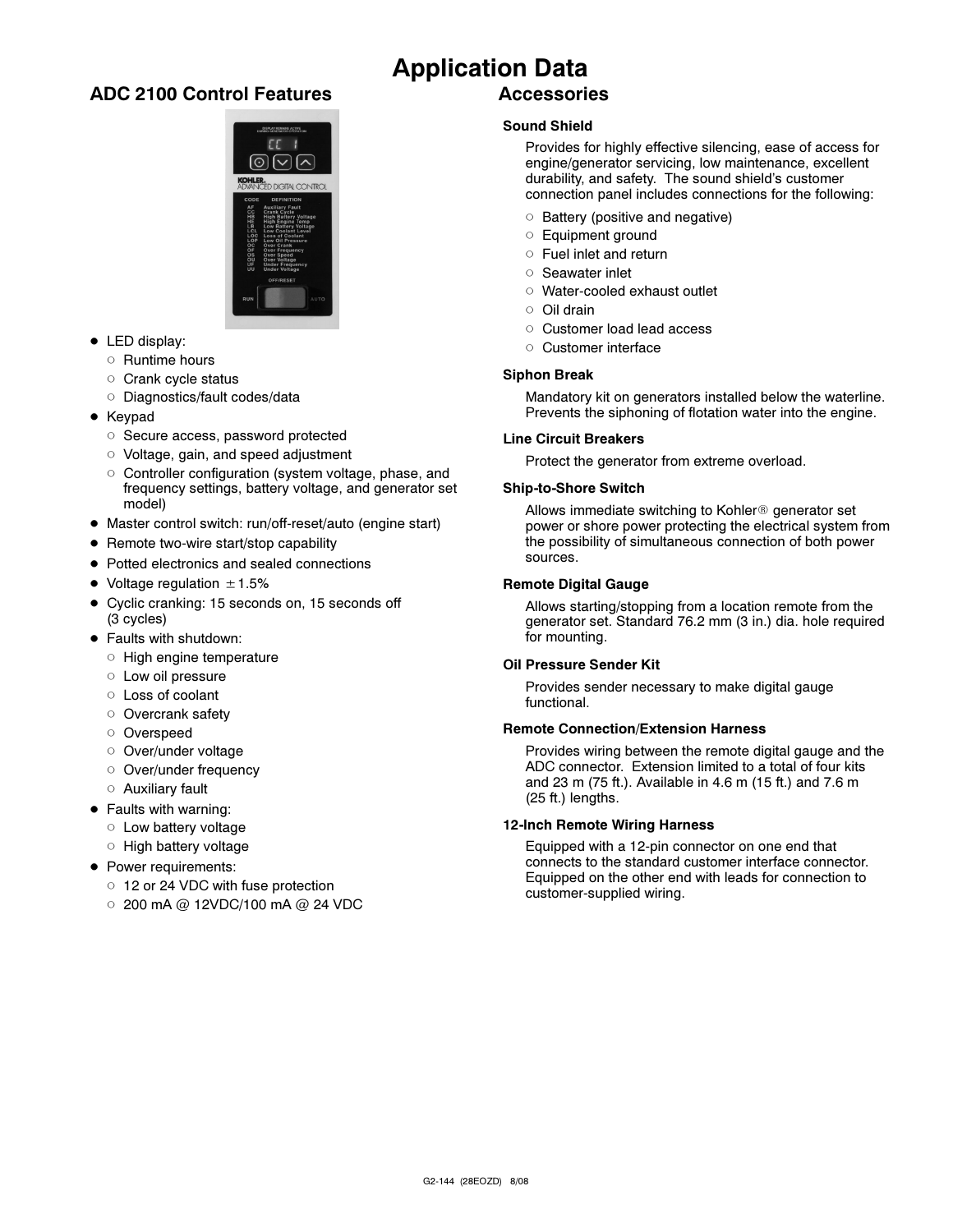# Application Data

## ADC 2100 Control Features

- LED display:
  - Runtime hours
  - Crank cycle status
  - Diagnostics/fault codes/data
- Keypad
  - Secure access, password protected
  - Voltage, gain, and speed adjustment
  - Controller configuration (system voltage, phase, and frequency settings, battery voltage, and generator set model)
- Master control switch: run/off-reset/auto (engine start)
- Remote two-wire start/stop capability
- Potted electronics and sealed connections
- Voltage regulation ±1.5%
- Cyclic cranking: 15 seconds on, 15 seconds off (3 cycles)
- Faults with shutdown:
  - High engine temperature
  - Low oil pressure
  - Loss of coolant
  - Overcrank safety
  - Overspeed
  - Over/under voltage
  - Over/under frequency
  - Auxiliary fault
- Faults with warning:
  - Low battery voltage
  - High battery voltage
- Power requirements:
  - 12 or 24 VDC with fuse protection
  - 200 mA @ 12VDC/100 mA @ 24 VDC

## Accessories

### Sound Shield

Provides for highly effective silencing, ease of access for engine/generator servicing, low maintenance, excellent durability, and safety. The sound shield's customer connection panel includes connections for the following:

- Battery (positive and negative)
- Equipment ground
- Fuel inlet and return
- Seawater inlet
- Water-cooled exhaust outlet
- Oil drain
- Customer load lead access
- Customer interface

### Siphon Break

Mandatory kit on generators installed below the waterline. Prevents the siphoning of flotation water into the engine.

### Line Circuit Breakers

Protect the generator from extreme overload.

### Ship-to-Shore Switch

Allows immediate switching to Kohler® generator set power or shore power protecting the electrical system from the possibility of simultaneous connection of both power sources.

### Remote Digital Gauge

Allows starting/stopping from a location remote from the generator set. Standard 76.2 mm (3 in.) dia. hole required for mounting.

### Oil Pressure Sender Kit

Provides sender necessary to make digital gauge functional.

### Remote Connection/Extension Harness

Provides wiring between the remote digital gauge and the ADC connector. Extension limited to a total of four kits and 23 m (75 ft.). Available in 4.6 m (15 ft.) and 7.6 m (25 ft.) lengths.

### 12-Inch Remote Wiring Harness

Equipped with a 12-pin connector on one end that connects to the standard customer interface connector. Equipped on the other end with leads for connection to customer-supplied wiring.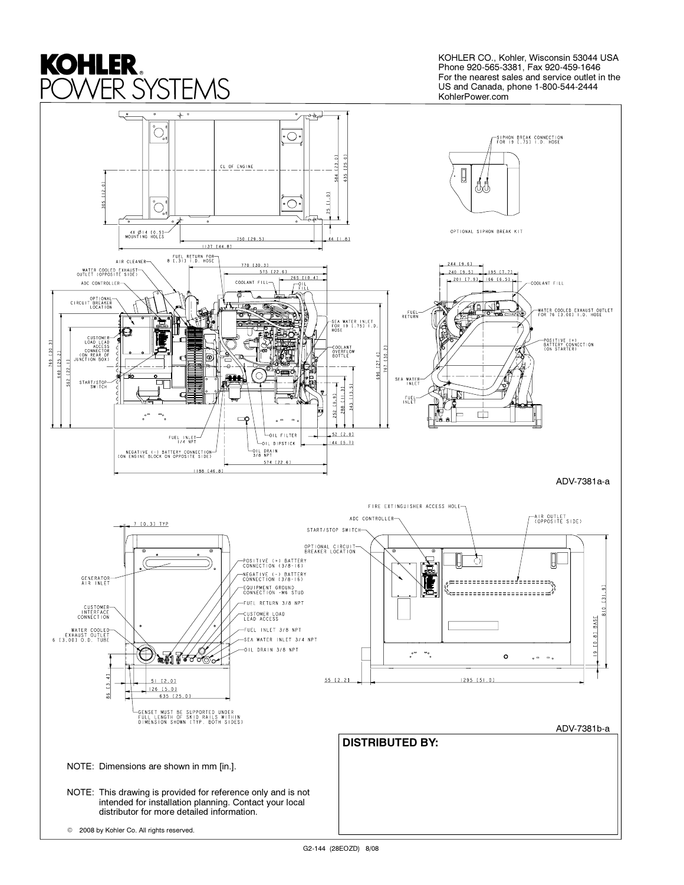KOHLER® POWER SYSTEMS

KOHLER CO., Kohler, Wisconsin 53044 USA
Phone 920-565-3381, Fax 920-459-1646
For the nearest sales and service outlet in the US and Canada, phone 1-800-544-2444
KohlerPower.com

CL OF ENGINE

4X Ø14 [0.5] MOUNTING HOLES

305 [12.0]

584 [23.0]

635 [25.0]

25 [1.0]

750 [29.5]

44 [1.8]

1137 [44.8]

SIPHON BREAK CONNECTION FOR 19 [.75] I.D. HOSE

OPTIONAL SIPHON BREAK KIT

AIR CLEANER

WATER COOLED EXHAUST OUTLET (OPPOSITE SIDE)

ADC CONTROLLER

OPTIONAL CIRCUIT BREAKER LOCATION

CUSTOMER LOAD LEAD ACCESS CONNECTOR (ON REAR OF JUNCTION BOX)

START/STOP SWITCH

FUEL RETURN FOR 8 [.31] I.D. HOSE

770 [30.3]

575 [22.6]

265 [10.4]

COOLANT FILL

OIL FILL

SEA WATER INLET FOR 19 [.75] I.D. HOSE

COOLANT OVERFLOW BOTTLE

769 [30.3]

640 [25.2]

562 [22.1]

696 [27.4]

767 [30.2]

252 [9.9]

288 [11.3]

343 [13.5]

FUEL INLET 1/4 NPT

NEGATIVE (-) BATTERY CONNECTION (ON ENGINE BLOCK ON OPPOSITE SIDE)

OIL FILTER

OIL DIPSTICK

OIL DRAIN 3/8 NPT

52 [2.0]

144 [5.7]

574 [22.6]

1188 [46.8]

244 [9.6]

240 [9.5]

195 [7.7]

201 [7.9]

166 [6.5]

COOLANT FILL

FUEL RETURN

WATER COOLED EXHAUST OUTLET FOR 76 [3.00] I.D. HOSE

POSITIVE (+) BATTERY CONNECTION (ON STARTER)

SEA WATER INLET

FUEL INLET

ADV-7381a-a

7 [0.3] TYP

GENERATOR AIR INLET

CUSTOMER INTERFACE CONNECTION

WATER COOLED EXHAUST OUTLET 6 [3.00] O.D. TUBE

POSITIVE (+) BATTERY CONNECTION (3/8-16)

NEGATIVE (-) BATTERY CONNECTION (3/8-16)

EQUIPMENT GROUND CONNECTION -M6 STUD

FUEL RETURN 3/8 NPT

CUSTOMER LOAD LEAD ACCESS

FUEL INLET 3/8 NPT

SEA WATER INLET 3/4 NPT

OIL DRAIN 3/8 NPT

86 [3.4]

51 [2.0]

126 [5.0]

635 [25.0]

GENSET MUST BE SUPPORTED UNDER FULL LENGTH OF SKID RAILS WITHIN DIMENSION SHOWN (TYP. BOTH SIDES)

FIRE EXTINGUISHER ACCESS HOLE

ADC CONTROLLER

START/STOP SWITCH

OPTIONAL CIRCUIT BREAKER LOCATION

AIR OUTLET (OPPOSITE SIDE)

810 [31.9]

19 [0.8] BASE

55 [2.2]

1295 [51.0]

ADV-7381b-a

**DISTRIBUTED BY:**

NOTE: Dimensions are shown in mm [in.].

NOTE: This drawing is provided for reference only and is not intended for installation planning. Contact your local distributor for more detailed information.

© 2008 by Kohler Co. All rights reserved.

G2-144 (28EOZD) 8/08